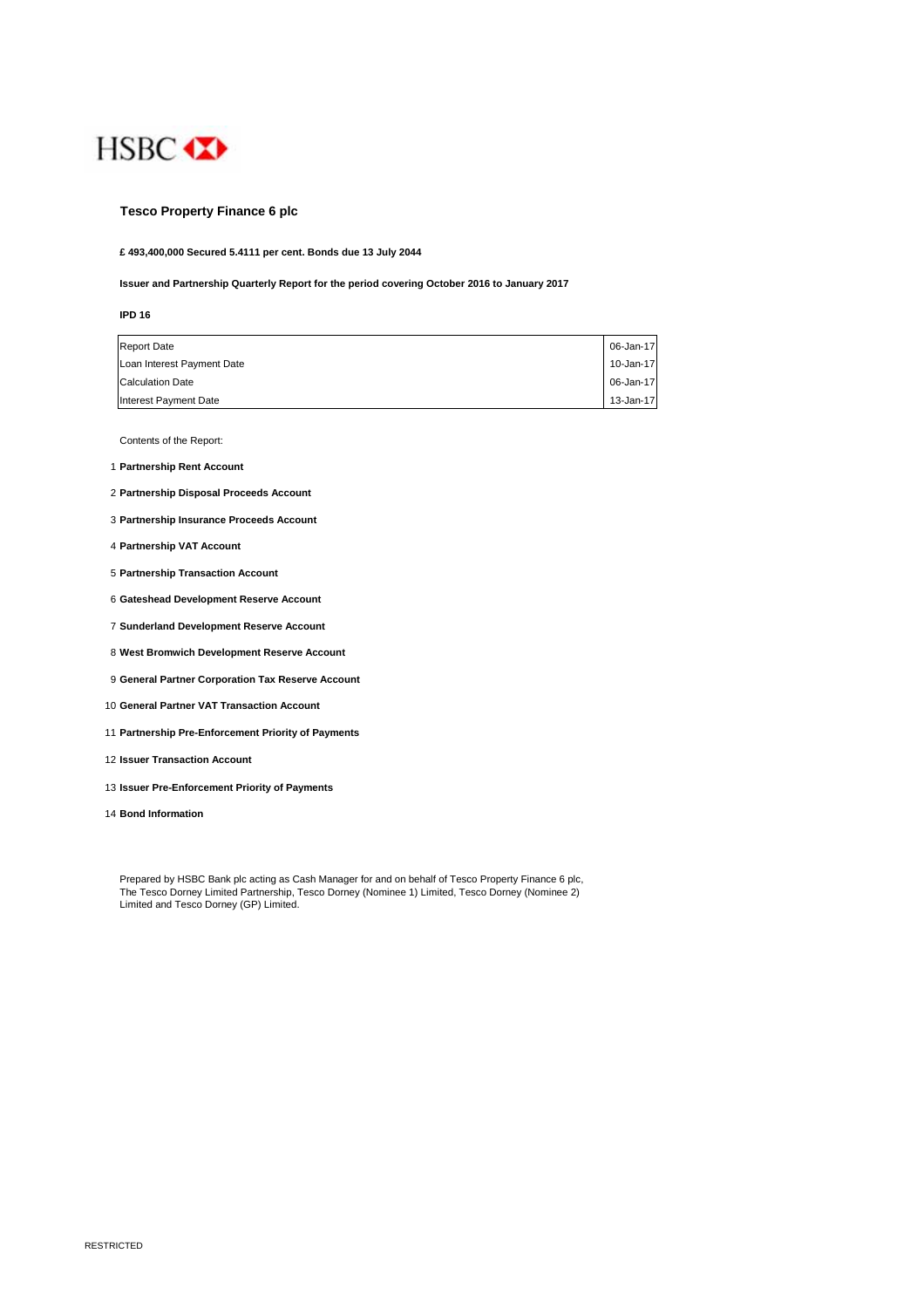HSBC

# Tesco Property Finance 6 plc

**£ 493,400,000 Secured 5.4111 per cent. Bonds due 13 July 2044**

**Issuer and Partnership Quarterly Report for the period covering October 2016 to January 2017**

**IPD 16**

| | |
|---|---|
| Report Date | 06-Jan-17 |
| Loan Interest Payment Date | 10-Jan-17 |
| Calculation Date | 06-Jan-17 |
| Interest Payment Date | 13-Jan-17 |

Contents of the Report:

1. **Partnership Rent Account**
2. **Partnership Disposal Proceeds Account**
3. **Partnership Insurance Proceeds Account**
4. **Partnership VAT Account**
5. **Partnership Transaction Account**
6. **Gateshead Development Reserve Account**
7. **Sunderland Development Reserve Account**
8. **West Bromwich Development Reserve Account**
9. **General Partner Corporation Tax Reserve Account**
10. **General Partner VAT Transaction Account**
11. **Partnership Pre-Enforcement Priority of Payments**
12. **Issuer Transaction Account**
13. **Issuer Pre-Enforcement Priority of Payments**
14. **Bond Information**

Prepared by HSBC Bank plc acting as Cash Manager for and on behalf of Tesco Property Finance 6 plc, The Tesco Dorney Limited Partnership, Tesco Dorney (Nominee 1) Limited, Tesco Dorney (Nominee 2) Limited and Tesco Dorney (GP) Limited.

RESTRICTED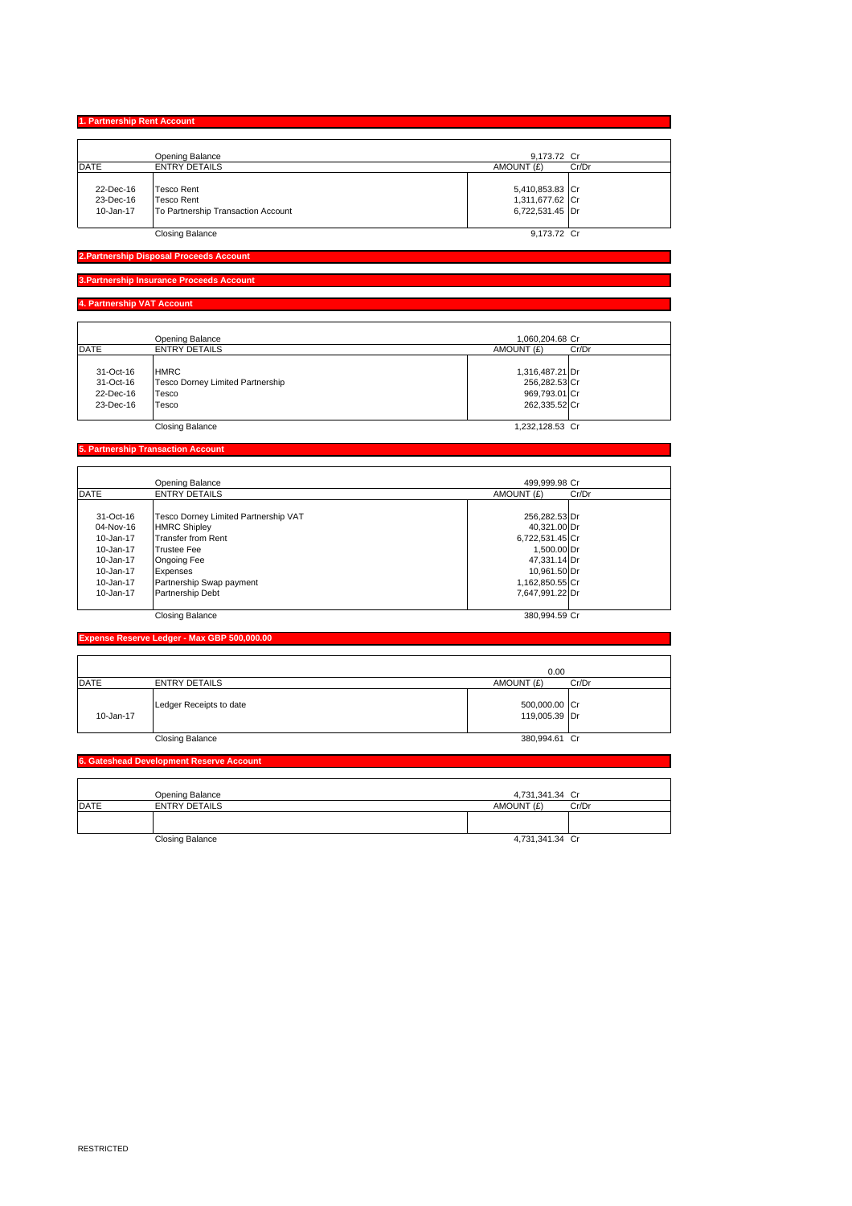## 1. Partnership Rent Account

| DATE | ENTRY DETAILS | AMOUNT (£) | Cr/Dr |
|---|---|---|---|
| | Opening Balance | 9,173.72 | Cr |
| 22-Dec-16 | Tesco Rent | 5,410,853.83 | Cr |
| 23-Dec-16 | Tesco Rent | 1,311,677.62 | Cr |
| 10-Jan-17 | To Partnership Transaction Account | 6,722,531.45 | Dr |
| | Closing Balance | 9,173.72 | Cr |

## 2.Partnership Disposal Proceeds Account

## 3.Partnership Insurance Proceeds Account

## 4. Partnership VAT Account

| DATE | ENTRY DETAILS | AMOUNT (£) | Cr/Dr |
|---|---|---|---|
| | Opening Balance | 1,060,204.68 | Cr |
| 31-Oct-16 | HMRC | 1,316,487.21 | Dr |
| 31-Oct-16 | Tesco Dorney Limited Partnership | 256,282.53 | Cr |
| 22-Dec-16 | Tesco | 969,793.01 | Cr |
| 23-Dec-16 | Tesco | 262,335.52 | Cr |
| | Closing Balance | 1,232,128.53 | Cr |

## 5. Partnership Transaction Account

| DATE | ENTRY DETAILS | AMOUNT (£) | Cr/Dr |
|---|---|---|---|
| | Opening Balance | 499,999.98 | Cr |
| 31-Oct-16 | Tesco Dorney Limited Partnership VAT | 256,282.53 | Dr |
| 04-Nov-16 | HMRC Shipley | 40,321.00 | Dr |
| 10-Jan-17 | Transfer from Rent | 6,722,531.45 | Cr |
| 10-Jan-17 | Trustee Fee | 1,500.00 | Dr |
| 10-Jan-17 | Ongoing Fee | 47,331.14 | Dr |
| 10-Jan-17 | Expenses | 10,961.50 | Dr |
| 10-Jan-17 | Partnership Swap payment | 1,162,850.55 | Cr |
| 10-Jan-17 | Partnership Debt | 7,647,991.22 | Dr |
| | Closing Balance | 380,994.59 | Cr |

## Expense Reserve Ledger - Max GBP 500,000.00

| DATE | ENTRY DETAILS | AMOUNT (£) | Cr/Dr |
|---|---|---|---|
| | | 0.00 | |
| | Ledger Receipts to date | 500,000.00 | Cr |
| 10-Jan-17 | | 119,005.39 | Dr |
| | Closing Balance | 380,994.61 | Cr |

## 6. Gateshead Development Reserve Account

| DATE | ENTRY DETAILS | AMOUNT (£) | Cr/Dr |
|---|---|---|---|
| | Opening Balance | 4,731,341.34 | Cr |
| | | | |
| | Closing Balance | 4,731,341.34 | Cr |

RESTRICTED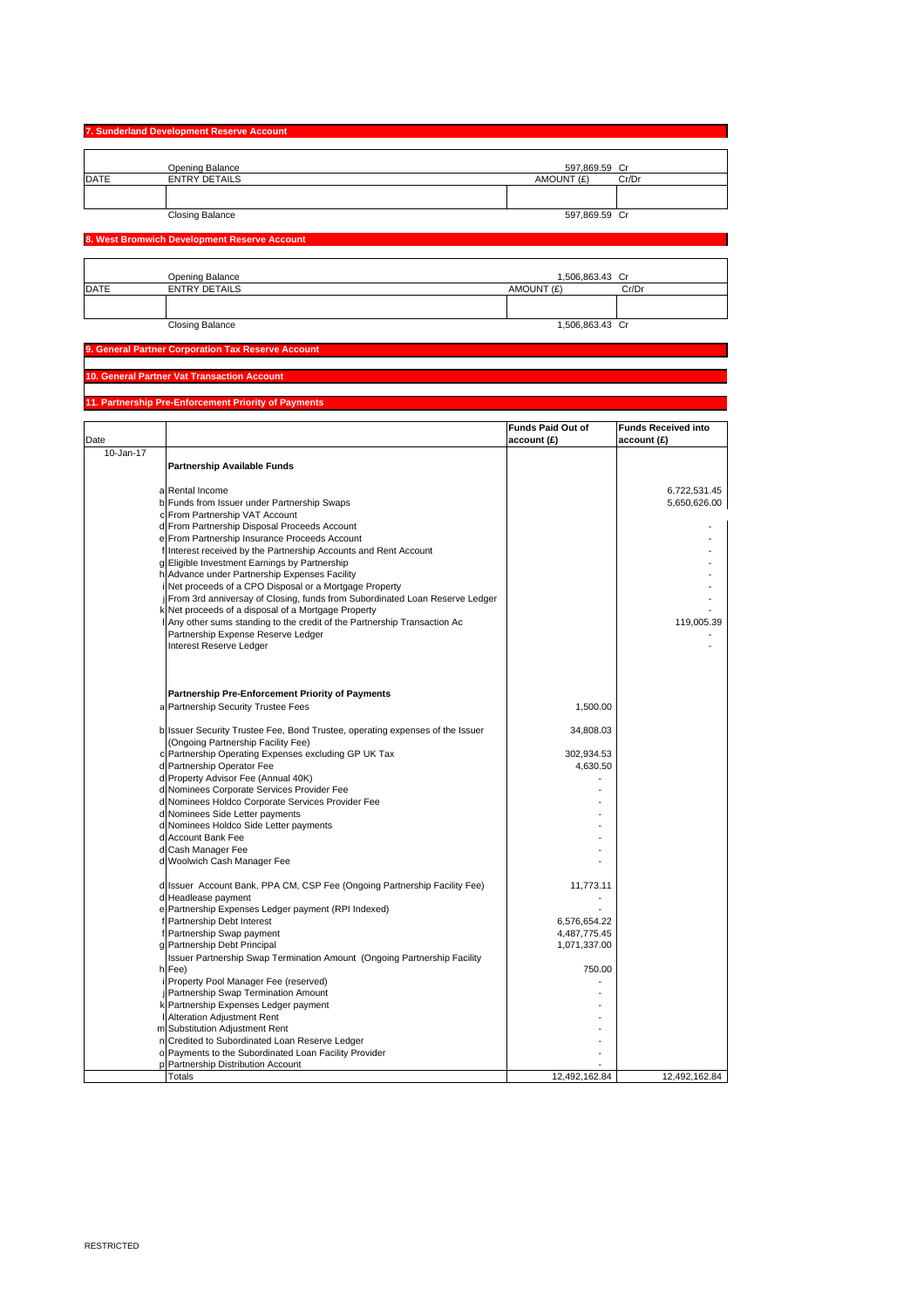## 7. Sunderland Development Reserve Account

| DATE | ENTRY DETAILS | AMOUNT (£) | Cr/Dr |
|---|---|---|---|
| | Opening Balance | 597,869.59 | Cr |
| | | | |
| | Closing Balance | 597,869.59 | Cr |

## 8. West Bromwich Development Reserve Account

| DATE | ENTRY DETAILS | AMOUNT (£) | Cr/Dr |
|---|---|---|---|
| | Opening Balance | 1,506,863.43 | Cr |
| | | | |
| | Closing Balance | 1,506,863.43 | Cr |

## 9. General Partner Corporation Tax Reserve Account

## 10. General Partner Vat Transaction Account

## 11. Partnership Pre-Enforcement Priority of Payments

| Date | | Funds Paid Out of account (£) | Funds Received into account (£) |
|---|---|---|---|
| 10-Jan-17 | **Partnership Available Funds** | | |
| | a Rental Income | | 6,722,531.45 |
| | b Funds from Issuer under Partnership Swaps | | 5,650,626.00 |
| | c From Partnership VAT Account | | |
| | d From Partnership Disposal Proceeds Account | | - |
| | e From Partnership Insurance Proceeds Account | | - |
| | f Interest received by the Partnership Accounts and Rent Account | | - |
| | g Eligible Investment Earnings by Partnership | | - |
| | h Advance under Partnership Expenses Facility | | - |
| | i Net proceeds of a CPO Disposal or a Mortgage Property | | - |
| | j From 3rd anniversay of Closing, funds from Subordinated Loan Reserve Ledger | | - |
| | k Net proceeds of a disposal of a Mortgage Property | | - |
| | l Any other sums standing to the credit of the Partnership Transaction Ac | | 119,005.39 |
| | Partnership Expense Reserve Ledger | | - |
| | Interest Reserve Ledger | | - |
| | **Partnership Pre-Enforcement Priority of Payments** | | |
| | a Partnership Security Trustee Fees | 1,500.00 | |
| | b Issuer Security Trustee Fee, Bond Trustee, operating expenses of the Issuer (Ongoing Partnership Facility Fee) | 34,808.03 | |
| | c Partnership Operating Expenses excluding GP UK Tax | 302,934.53 | |
| | d Partnership Operator Fee | 4,630.50 | |
| | d Property Advisor Fee (Annual 40K) | - | |
| | d Nominees Corporate Services Provider Fee | - | |
| | d Nominees Holdco Corporate Services Provider Fee | - | |
| | d Nominees Side Letter payments | - | |
| | d Nominees Holdco Side Letter payments | - | |
| | d Account Bank Fee | - | |
| | d Cash Manager Fee | - | |
| | d Woolwich Cash Manager Fee | - | |
| | d Issuer Account Bank, PPA CM, CSP Fee (Ongoing Partnership Facility Fee) | 11,773.11 | |
| | d Headlease payment | - | |
| | e Partnership Expenses Ledger payment (RPI Indexed) | - | |
| | f Partnership Debt Interest | 6,576,654.22 | |
| | f Partnership Swap payment | 4,487,775.45 | |
| | g Partnership Debt Principal | 1,071,337.00 | |
| | h Issuer Partnership Swap Termination Amount (Ongoing Partnership Facility Fee) | 750.00 | |
| | i Property Pool Manager Fee (reserved) | - | |
| | j Partnership Swap Termination Amount | - | |
| | k Partnership Expenses Ledger payment | - | |
| | l Alteration Adjustment Rent | - | |
| | m Substitution Adjustment Rent | - | |
| | n Credited to Subordinated Loan Reserve Ledger | - | |
| | o Payments to the Subordinated Loan Facility Provider | - | |
| | p Partnership Distribution Account | - | |
| | Totals | 12,492,162.84 | 12,492,162.84 |

RESTRICTED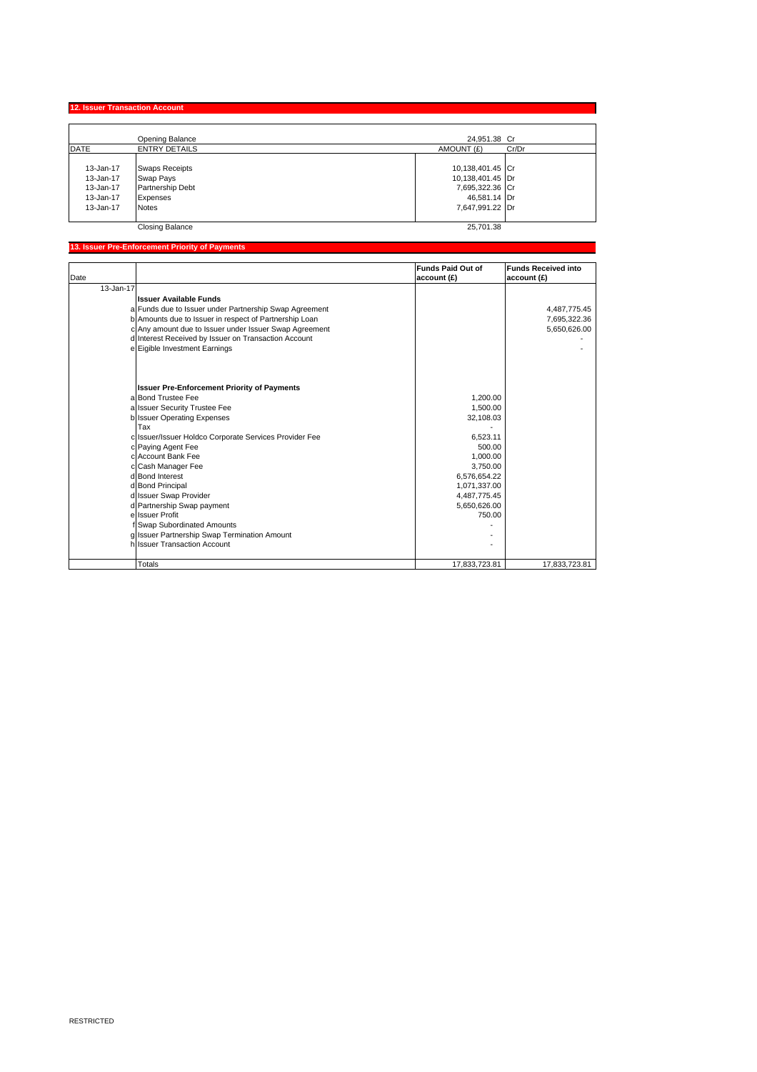## 12. Issuer Transaction Account

| | | | |
|---|---|---|---|
| | Opening Balance | 24,951.38 | Cr |
| DATE | ENTRY DETAILS | AMOUNT (£) | Cr/Dr |
| 13-Jan-17 | Swaps Receipts | 10,138,401.45 | Cr |
| 13-Jan-17 | Swap Pays | 10,138,401.45 | Dr |
| 13-Jan-17 | Partnership Debt | 7,695,322.36 | Cr |
| 13-Jan-17 | Expenses | 46,581.14 | Dr |
| 13-Jan-17 | Notes | 7,647,991.22 | Dr |
| | Closing Balance | 25,701.38 | |

## 13. Issuer Pre-Enforcement Priority of Payments

| Date | | | Funds Paid Out of account (£) | Funds Received into account (£) |
|---|---|---|---|---|
| 13-Jan-17 | | | | |
| | | **Issuer Available Funds** | | |
| | a | Funds due to Issuer under Partnership Swap Agreement | | 4,487,775.45 |
| | b | Amounts due to Issuer in respect of Partnership Loan | | 7,695,322.36 |
| | c | Any amount due to Issuer under Issuer Swap Agreement | | 5,650,626.00 |
| | d | Interest Received by Issuer on Transaction Account | | - |
| | e | Eigible Investment Earnings | | - |
| | | | | |
| | | **Issuer Pre-Enforcement Priority of Payments** | | |
| | a | Bond Trustee Fee | 1,200.00 | |
| | a | Issuer Security Trustee Fee | 1,500.00 | |
| | b | Issuer Operating Expenses | 32,108.03 | |
| | | Tax | - | |
| | c | Issuer/Issuer Holdco Corporate Services Provider Fee | 6,523.11 | |
| | c | Paying Agent Fee | 500.00 | |
| | c | Account Bank Fee | 1,000.00 | |
| | c | Cash Manager Fee | 3,750.00 | |
| | d | Bond Interest | 6,576,654.22 | |
| | d | Bond Principal | 1,071,337.00 | |
| | d | Issuer Swap Provider | 4,487,775.45 | |
| | d | Partnership Swap payment | 5,650,626.00 | |
| | e | Issuer Profit | 750.00 | |
| | f | Swap Subordinated Amounts | - | |
| | g | Issuer Partnership Swap Termination Amount | - | |
| | h | Issuer Transaction Account | - | |
| | | Totals | 17,833,723.81 | 17,833,723.81 |

RESTRICTED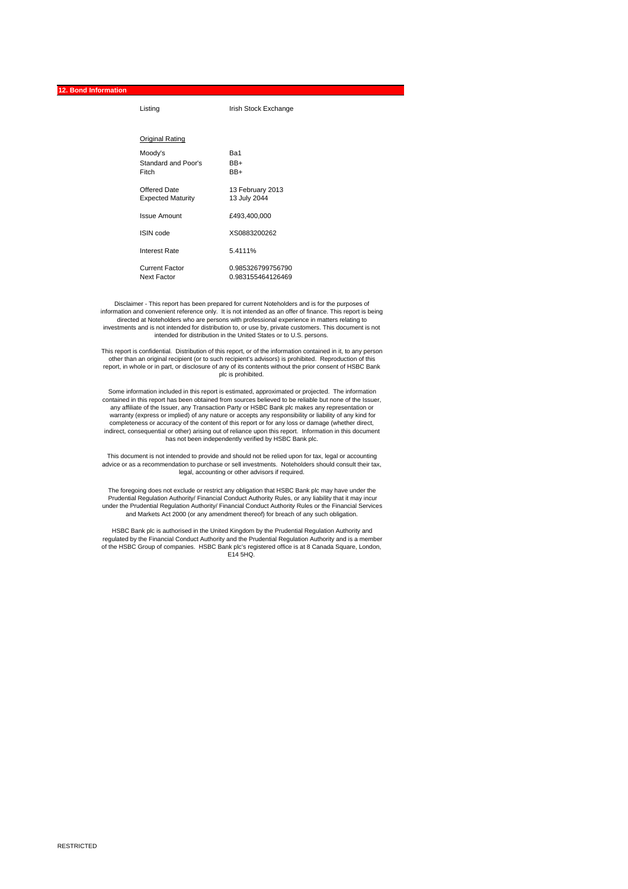## 12. Bond Information

| | |
|---|---|
| Listing | Irish Stock Exchange |
| **Original Rating** | |
| Moody's | Ba1 |
| Standard and Poor's | BB+ |
| Fitch | BB+ |
| Offered Date | 13 February 2013 |
| Expected Maturity | 13 July 2044 |
| Issue Amount | £493,400,000 |
| ISIN code | XS0883200262 |
| Interest Rate | 5.4111% |
| Current Factor | 0.985326799756790 |
| Next Factor | 0.983155464126469 |

Disclaimer - This report has been prepared for current Noteholders and is for the purposes of information and convenient reference only. It is not intended as an offer of finance. This report is being directed at Noteholders who are persons with professional experience in matters relating to investments and is not intended for distribution to, or use by, private customers. This document is not intended for distribution in the United States or to U.S. persons.

This report is confidential. Distribution of this report, or of the information contained in it, to any person other than an original recipient (or to such recipient's advisors) is prohibited. Reproduction of this report, in whole or in part, or disclosure of any of its contents without the prior consent of HSBC Bank plc is prohibited.

Some information included in this report is estimated, approximated or projected. The information contained in this report has been obtained from sources believed to be reliable but none of the Issuer, any affiliate of the Issuer, any Transaction Party or HSBC Bank plc makes any representation or warranty (express or implied) of any nature or accepts any responsibility or liability of any kind for completeness or accuracy of the content of this report or for any loss or damage (whether direct, indirect, consequential or other) arising out of reliance upon this report. Information in this document has not been independently verified by HSBC Bank plc.

This document is not intended to provide and should not be relied upon for tax, legal or accounting advice or as a recommendation to purchase or sell investments. Noteholders should consult their tax, legal, accounting or other advisors if required.

The foregoing does not exclude or restrict any obligation that HSBC Bank plc may have under the Prudential Regulation Authority/ Financial Conduct Authority Rules, or any liability that it may incur under the Prudential Regulation Authority/ Financial Conduct Authority Rules or the Financial Services and Markets Act 2000 (or any amendment thereof) for breach of any such obligation.

HSBC Bank plc is authorised in the United Kingdom by the Prudential Regulation Authority and regulated by the Financial Conduct Authority and the Prudential Regulation Authority and is a member of the HSBC Group of companies. HSBC Bank plc's registered office is at 8 Canada Square, London, E14 5HQ.

RESTRICTED